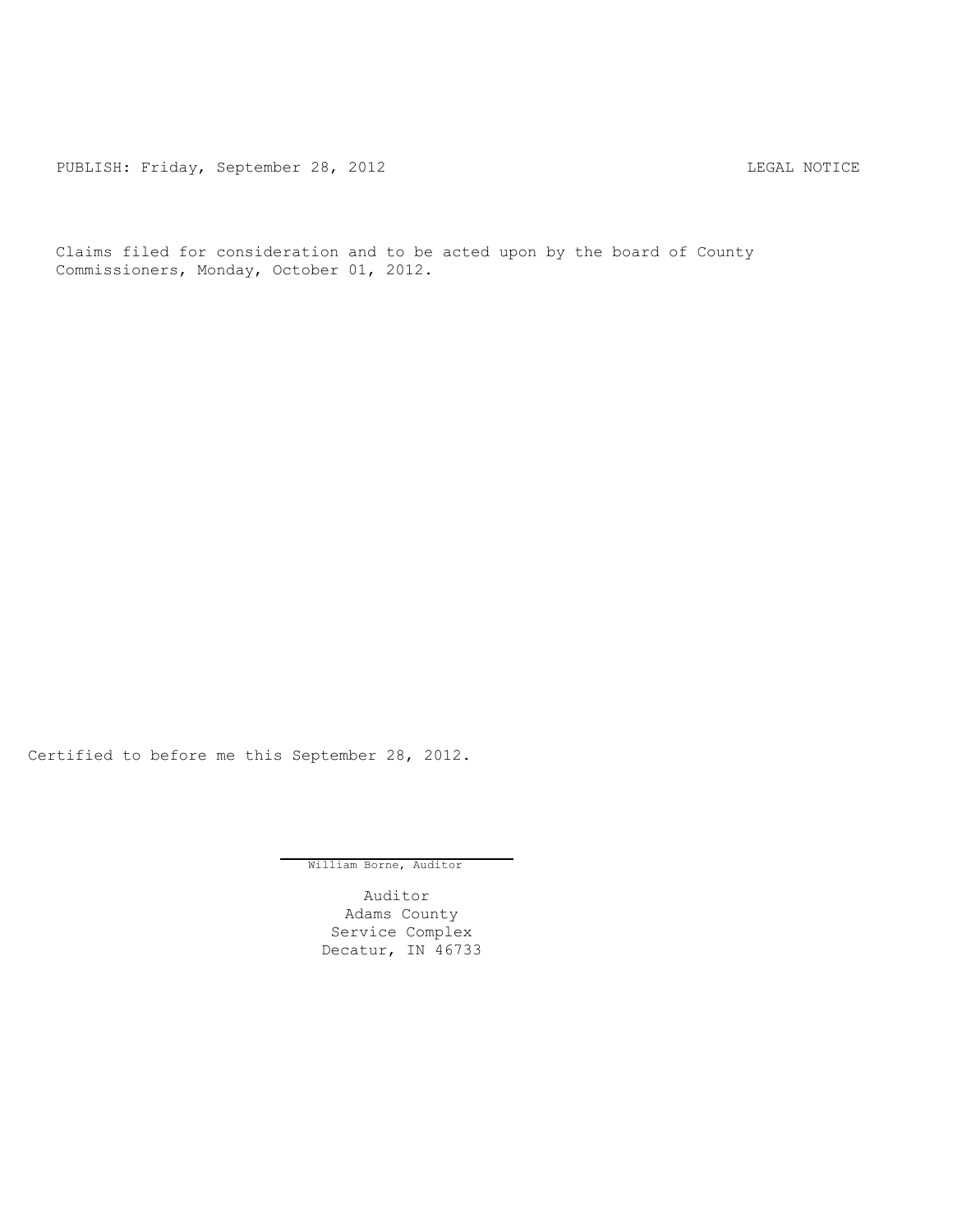PUBLISH: Friday, September 28, 2012 LEGAL NOTICE

Claims filed for consideration and to be acted upon by the board of County Commissioners, Monday, October 01, 2012.

Certified to before me this September 28, 2012.

William Borne, Auditor

Auditor
Adams County
Service Complex
Decatur, IN 46733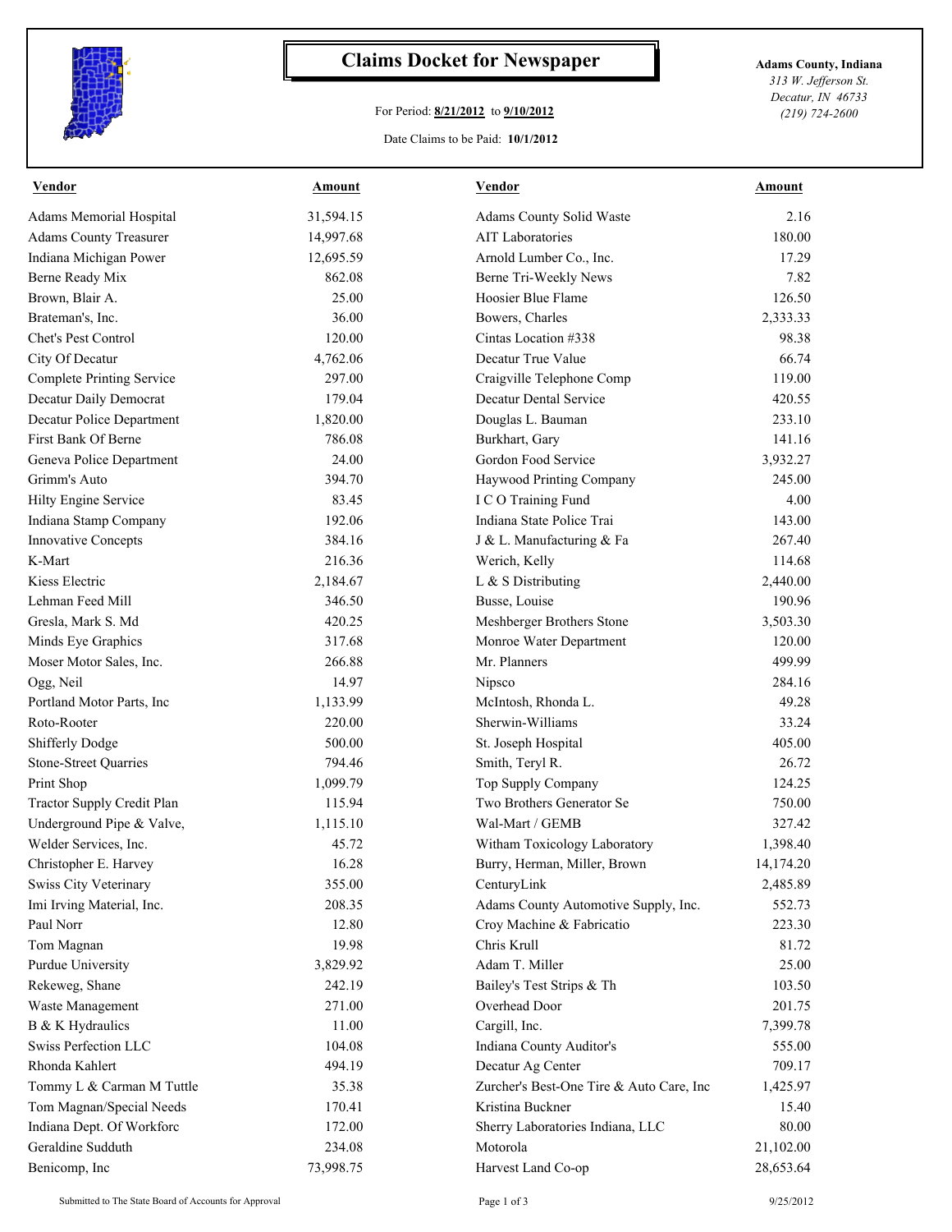# Claims Docket for Newspaper

For Period: **8/21/2012** to **9/10/2012**

Date Claims to be Paid: **10/1/2012**

**Adams County, Indiana**
*313 W. Jefferson St.*
*Decatur, IN 46733*
*(219) 724-2600*

| Vendor | Amount | Vendor | Amount |
|---|---|---|---|
| Adams Memorial Hospital | 31,594.15 | Adams County Solid Waste | 2.16 |
| Adams County Treasurer | 14,997.68 | AIT Laboratories | 180.00 |
| Indiana Michigan Power | 12,695.59 | Arnold Lumber Co., Inc. | 17.29 |
| Berne Ready Mix | 862.08 | Berne Tri-Weekly News | 7.82 |
| Brown, Blair A. | 25.00 | Hoosier Blue Flame | 126.50 |
| Brateman's, Inc. | 36.00 | Bowers, Charles | 2,333.33 |
| Chet's Pest Control | 120.00 | Cintas Location #338 | 98.38 |
| City Of Decatur | 4,762.06 | Decatur True Value | 66.74 |
| Complete Printing Service | 297.00 | Craigville Telephone Comp | 119.00 |
| Decatur Daily Democrat | 179.04 | Decatur Dental Service | 420.55 |
| Decatur Police Department | 1,820.00 | Douglas L. Bauman | 233.10 |
| First Bank Of Berne | 786.08 | Burkhart, Gary | 141.16 |
| Geneva Police Department | 24.00 | Gordon Food Service | 3,932.27 |
| Grimm's Auto | 394.70 | Haywood Printing Company | 245.00 |
| Hilty Engine Service | 83.45 | I C O Training Fund | 4.00 |
| Indiana Stamp Company | 192.06 | Indiana State Police Trai | 143.00 |
| Innovative Concepts | 384.16 | J & L. Manufacturing & Fa | 267.40 |
| K-Mart | 216.36 | Werich, Kelly | 114.68 |
| Kiess Electric | 2,184.67 | L & S Distributing | 2,440.00 |
| Lehman Feed Mill | 346.50 | Busse, Louise | 190.96 |
| Gresla, Mark S. Md | 420.25 | Meshberger Brothers Stone | 3,503.30 |
| Minds Eye Graphics | 317.68 | Monroe Water Department | 120.00 |
| Moser Motor Sales, Inc. | 266.88 | Mr. Planners | 499.99 |
| Ogg, Neil | 14.97 | Nipsco | 284.16 |
| Portland Motor Parts, Inc | 1,133.99 | McIntosh, Rhonda L. | 49.28 |
| Roto-Rooter | 220.00 | Sherwin-Williams | 33.24 |
| Shifferly Dodge | 500.00 | St. Joseph Hospital | 405.00 |
| Stone-Street Quarries | 794.46 | Smith, Teryl R. | 26.72 |
| Print Shop | 1,099.79 | Top Supply Company | 124.25 |
| Tractor Supply Credit Plan | 115.94 | Two Brothers Generator Se | 750.00 |
| Underground Pipe & Valve, | 1,115.10 | Wal-Mart / GEMB | 327.42 |
| Welder Services, Inc. | 45.72 | Witham Toxicology Laboratory | 1,398.40 |
| Christopher E. Harvey | 16.28 | Burry, Herman, Miller, Brown | 14,174.20 |
| Swiss City Veterinary | 355.00 | CenturyLink | 2,485.89 |
| Imi Irving Material, Inc. | 208.35 | Adams County Automotive Supply, Inc. | 552.73 |
| Paul Norr | 12.80 | Croy Machine & Fabricatio | 223.30 |
| Tom Magnan | 19.98 | Chris Krull | 81.72 |
| Purdue University | 3,829.92 | Adam T. Miller | 25.00 |
| Rekeweg, Shane | 242.19 | Bailey's Test Strips & Th | 103.50 |
| Waste Management | 271.00 | Overhead Door | 201.75 |
| B & K Hydraulics | 11.00 | Cargill, Inc. | 7,399.78 |
| Swiss Perfection LLC | 104.08 | Indiana County Auditor's | 555.00 |
| Rhonda Kahlert | 494.19 | Decatur Ag Center | 709.17 |
| Tommy L & Carman M Tuttle | 35.38 | Zurcher's Best-One Tire & Auto Care, Inc | 1,425.97 |
| Tom Magnan/Special Needs | 170.41 | Kristina Buckner | 15.40 |
| Indiana Dept. Of Workforc | 172.00 | Sherry Laboratories Indiana, LLC | 80.00 |
| Geraldine Sudduth | 234.08 | Motorola | 21,102.00 |
| Benicomp, Inc | 73,998.75 | Harvest Land Co-op | 28,653.64 |

Submitted to The State Board of Accounts for Approval 9/25/2012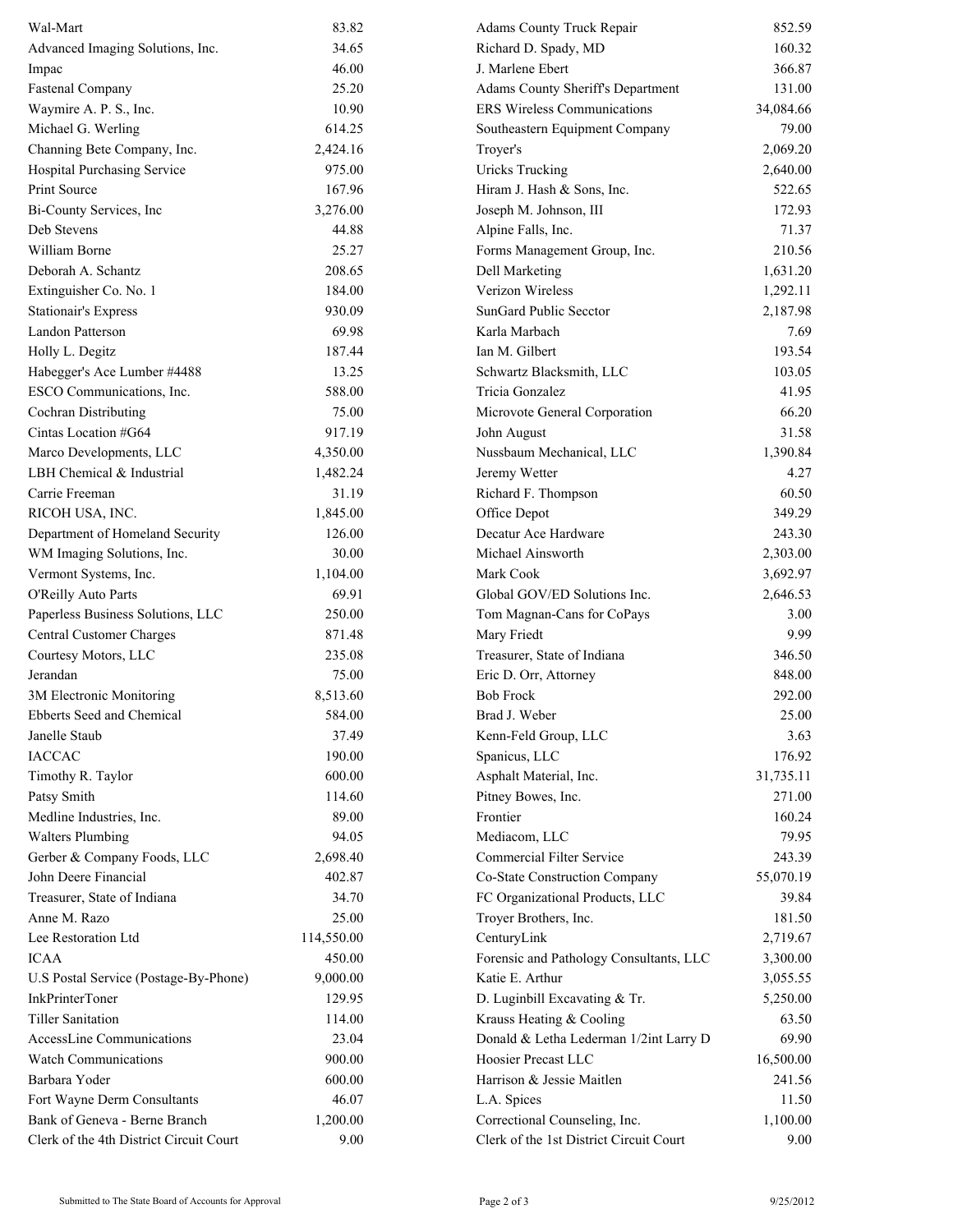| | | | |
|---|---|---|---|
| Wal-Mart | 83.82 | Adams County Truck Repair | 852.59 |
| Advanced Imaging Solutions, Inc. | 34.65 | Richard D. Spady, MD | 160.32 |
| Impac | 46.00 | J. Marlene Ebert | 366.87 |
| Fastenal Company | 25.20 | Adams County Sheriff's Department | 131.00 |
| Waymire A. P. S., Inc. | 10.90 | ERS Wireless Communications | 34,084.66 |
| Michael G. Werling | 614.25 | Southeastern Equipment Company | 79.00 |
| Channing Bete Company, Inc. | 2,424.16 | Troyer's | 2,069.20 |
| Hospital Purchasing Service | 975.00 | Uricks Trucking | 2,640.00 |
| Print Source | 167.96 | Hiram J. Hash & Sons, Inc. | 522.65 |
| Bi-County Services, Inc | 3,276.00 | Joseph M. Johnson, III | 172.93 |
| Deb Stevens | 44.88 | Alpine Falls, Inc. | 71.37 |
| William Borne | 25.27 | Forms Management Group, Inc. | 210.56 |
| Deborah A. Schantz | 208.65 | Dell Marketing | 1,631.20 |
| Extinguisher Co. No. 1 | 184.00 | Verizon Wireless | 1,292.11 |
| Stationair's Express | 930.09 | SunGard Public Secctor | 2,187.98 |
| Landon Patterson | 69.98 | Karla Marbach | 7.69 |
| Holly L. Degitz | 187.44 | Ian M. Gilbert | 193.54 |
| Habegger's Ace Lumber #4488 | 13.25 | Schwartz Blacksmith, LLC | 103.05 |
| ESCO Communications, Inc. | 588.00 | Tricia Gonzalez | 41.95 |
| Cochran Distributing | 75.00 | Microvote General Corporation | 66.20 |
| Cintas Location #G64 | 917.19 | John August | 31.58 |
| Marco Developments, LLC | 4,350.00 | Nussbaum Mechanical, LLC | 1,390.84 |
| LBH Chemical & Industrial | 1,482.24 | Jeremy Wetter | 4.27 |
| Carrie Freeman | 31.19 | Richard F. Thompson | 60.50 |
| RICOH USA, INC. | 1,845.00 | Office Depot | 349.29 |
| Department of Homeland Security | 126.00 | Decatur Ace Hardware | 243.30 |
| WM Imaging Solutions, Inc. | 30.00 | Michael Ainsworth | 2,303.00 |
| Vermont Systems, Inc. | 1,104.00 | Mark Cook | 3,692.97 |
| O'Reilly Auto Parts | 69.91 | Global GOV/ED Solutions Inc. | 2,646.53 |
| Paperless Business Solutions, LLC | 250.00 | Tom Magnan-Cans for CoPays | 3.00 |
| Central Customer Charges | 871.48 | Mary Friedt | 9.99 |
| Courtesy Motors, LLC | 235.08 | Treasurer, State of Indiana | 346.50 |
| Jerandan | 75.00 | Eric D. Orr, Attorney | 848.00 |
| 3M Electronic Monitoring | 8,513.60 | Bob Frock | 292.00 |
| Ebberts Seed and Chemical | 584.00 | Brad J. Weber | 25.00 |
| Janelle Staub | 37.49 | Kenn-Feld Group, LLC | 3.63 |
| IACCAC | 190.00 | Spanicus, LLC | 176.92 |
| Timothy R. Taylor | 600.00 | Asphalt Material, Inc. | 31,735.11 |
| Patsy Smith | 114.60 | Pitney Bowes, Inc. | 271.00 |
| Medline Industries, Inc. | 89.00 | Frontier | 160.24 |
| Walters Plumbing | 94.05 | Mediacom, LLC | 79.95 |
| Gerber & Company Foods, LLC | 2,698.40 | Commercial Filter Service | 243.39 |
| John Deere Financial | 402.87 | Co-State Construction Company | 55,070.19 |
| Treasurer, State of Indiana | 34.70 | FC Organizational Products, LLC | 39.84 |
| Anne M. Razo | 25.00 | Troyer Brothers, Inc. | 181.50 |
| Lee Restoration Ltd | 114,550.00 | CenturyLink | 2,719.67 |
| ICAA | 450.00 | Forensic and Pathology Consultants, LLC | 3,300.00 |
| U.S Postal Service (Postage-By-Phone) | 9,000.00 | Katie E. Arthur | 3,055.55 |
| InkPrinterToner | 129.95 | D. Luginbill Excavating & Tr. | 5,250.00 |
| Tiller Sanitation | 114.00 | Krauss Heating & Cooling | 63.50 |
| AccessLine Communications | 23.04 | Donald & Letha Lederman 1/2int Larry D | 69.90 |
| Watch Communications | 900.00 | Hoosier Precast LLC | 16,500.00 |
| Barbara Yoder | 600.00 | Harrison & Jessie Maitlen | 241.56 |
| Fort Wayne Derm Consultants | 46.07 | L.A. Spices | 11.50 |
| Bank of Geneva - Berne Branch | 1,200.00 | Correctional Counseling, Inc. | 1,100.00 |
| Clerk of the 4th District Circuit Court | 9.00 | Clerk of the 1st District Circuit Court | 9.00 |

Submitted to The State Board of Accounts for Approval

9/25/2012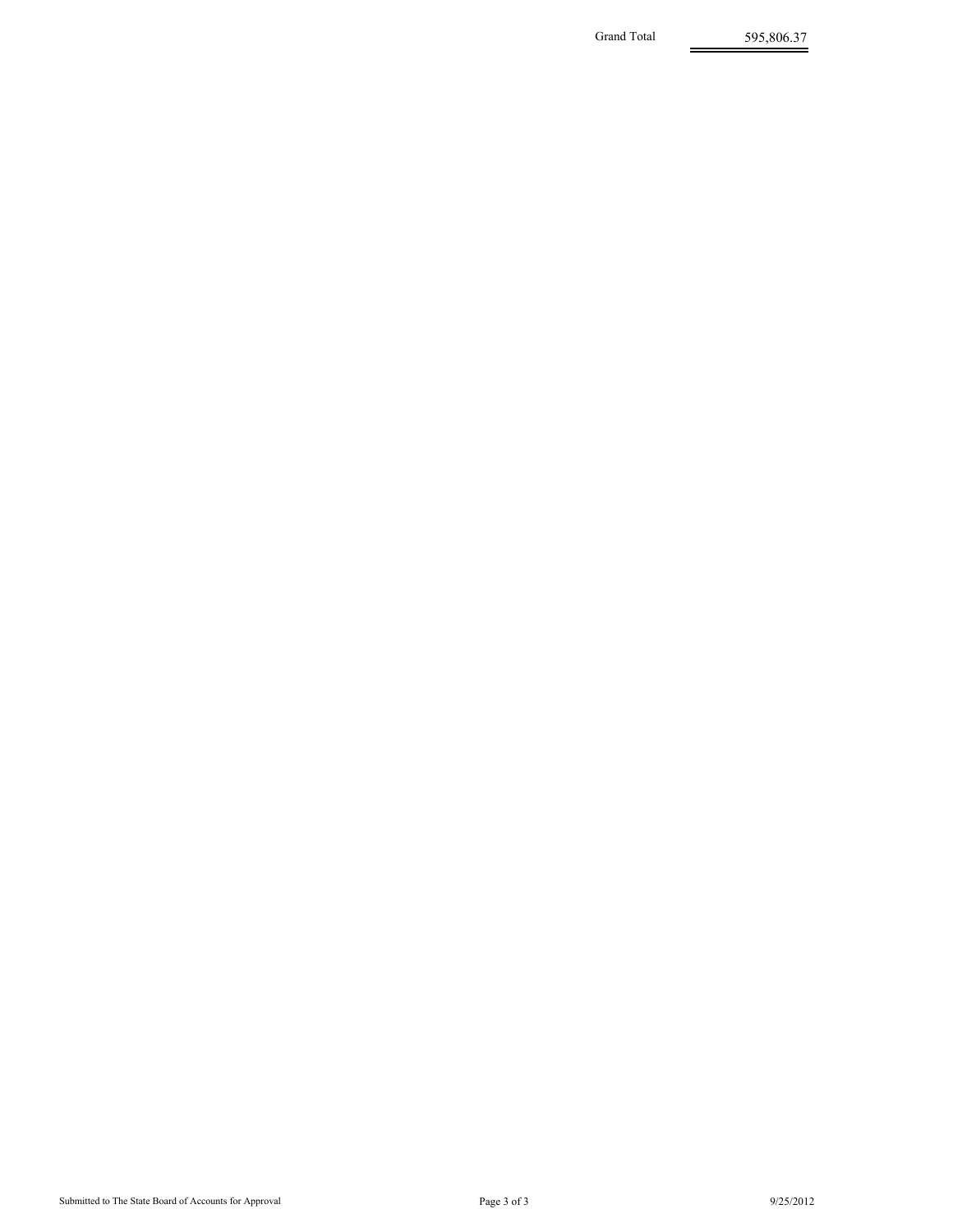| | |
|---|---|
| Grand Total | 595,806.37 |